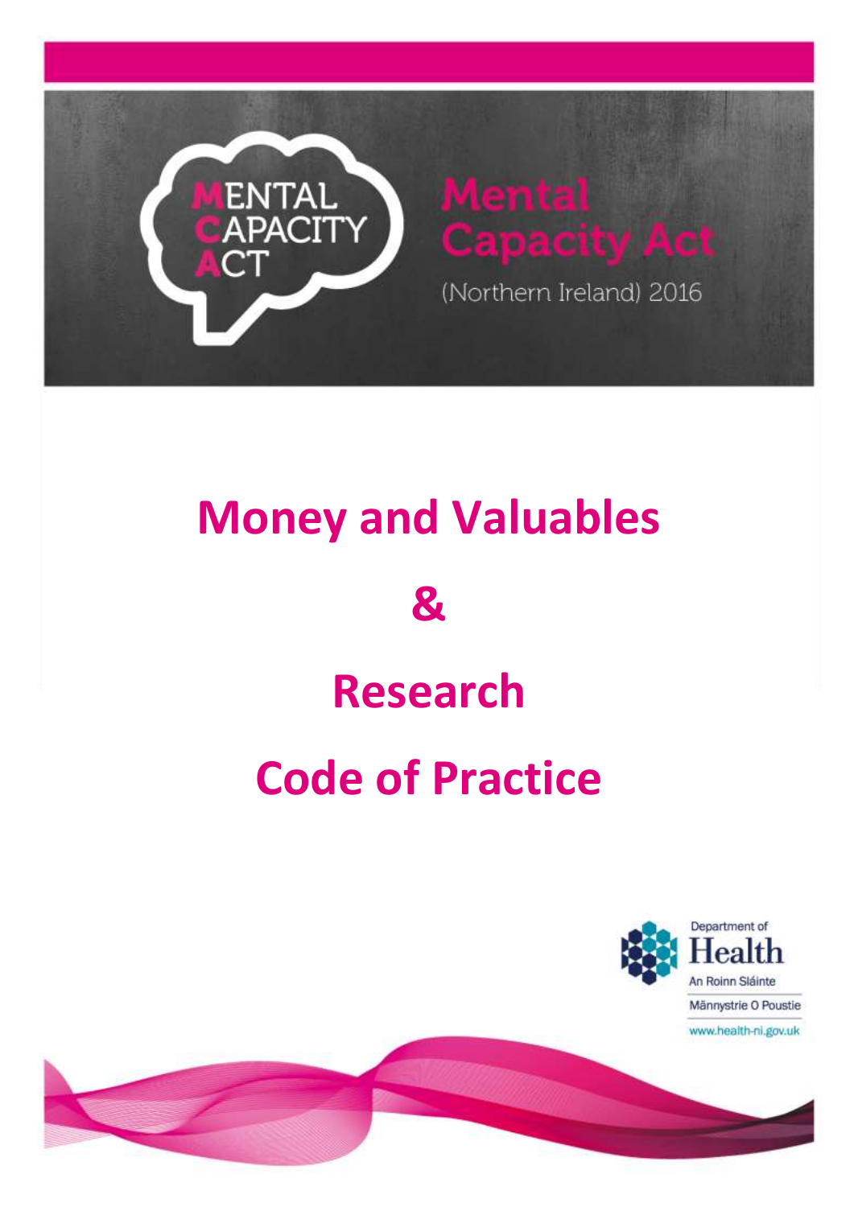MENTAL CAPACITY ACT

Mental Capacity Act

(Northern Ireland) 2016

# Money and Valuables

# &

# Research

# Code of Practice

Department of Health

An Roinn Sláinte

Männystrie O Poustie

www.health-ni.gov.uk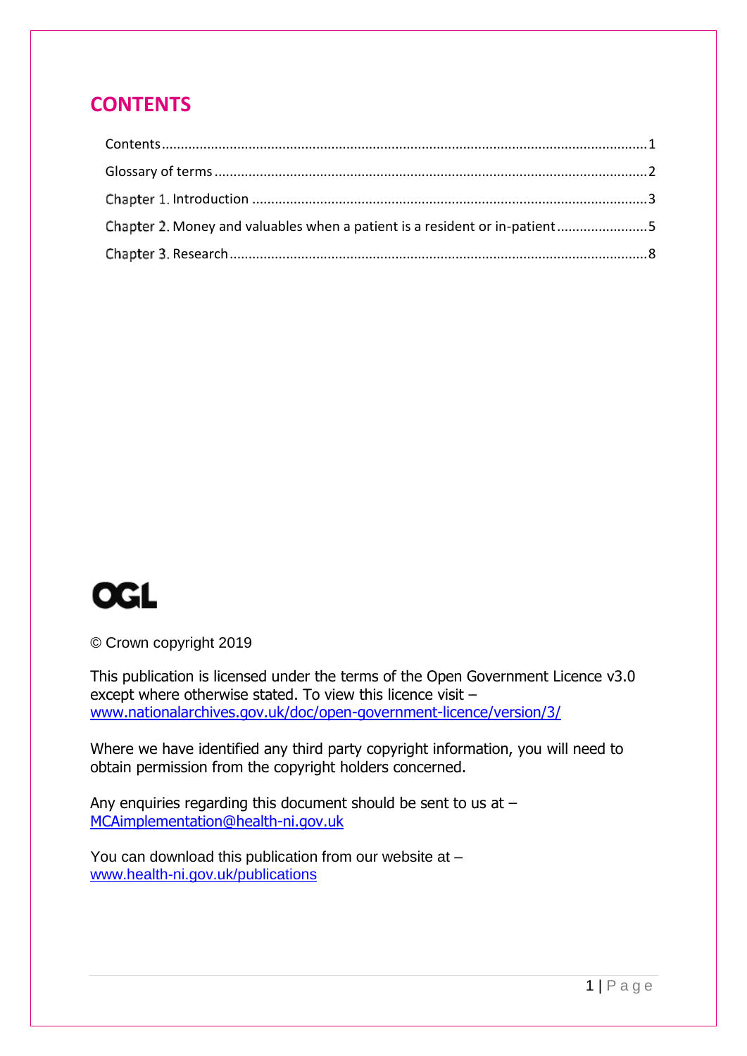# CONTENTS

Contents ........................................................................................................................1

Glossary of terms ..........................................................................................................2

Chapter 1. Introduction ...............................................................................................3

Chapter 2. Money and valuables when a patient is a resident or in-patient ....................5

Chapter 3. Research .....................................................................................................8

OGL

© Crown copyright 2019

This publication is licensed under the terms of the Open Government Licence v3.0 except where otherwise stated. To view this licence visit – www.nationalarchives.gov.uk/doc/open-government-licence/version/3/

Where we have identified any third party copyright information, you will need to obtain permission from the copyright holders concerned.

Any enquiries regarding this document should be sent to us at – MCAimplementation@health-ni.gov.uk

You can download this publication from our website at – www.health-ni.gov.uk/publications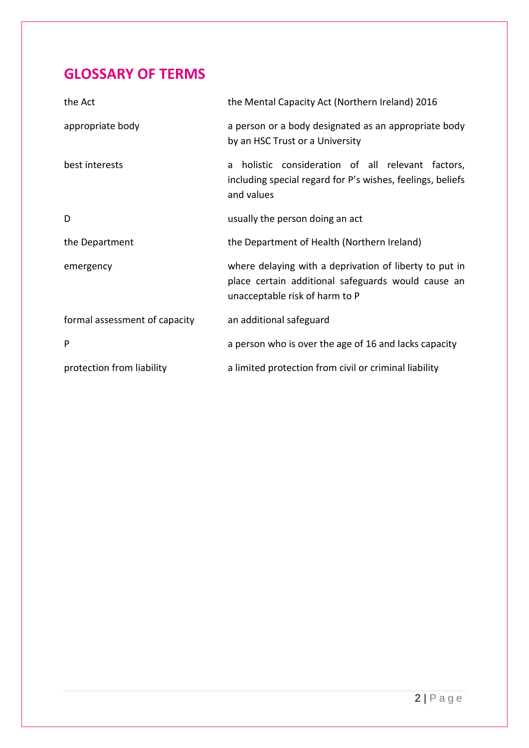## GLOSSARY OF TERMS

| | |
|---|---|
| the Act | the Mental Capacity Act (Northern Ireland) 2016 |
| appropriate body | a person or a body designated as an appropriate body by an HSC Trust or a University |
| best interests | a holistic consideration of all relevant factors, including special regard for P's wishes, feelings, beliefs and values |
| D | usually the person doing an act |
| the Department | the Department of Health (Northern Ireland) |
| emergency | where delaying with a deprivation of liberty to put in place certain additional safeguards would cause an unacceptable risk of harm to P |
| formal assessment of capacity | an additional safeguard |
| P | a person who is over the age of 16 and lacks capacity |
| protection from liability | a limited protection from civil or criminal liability |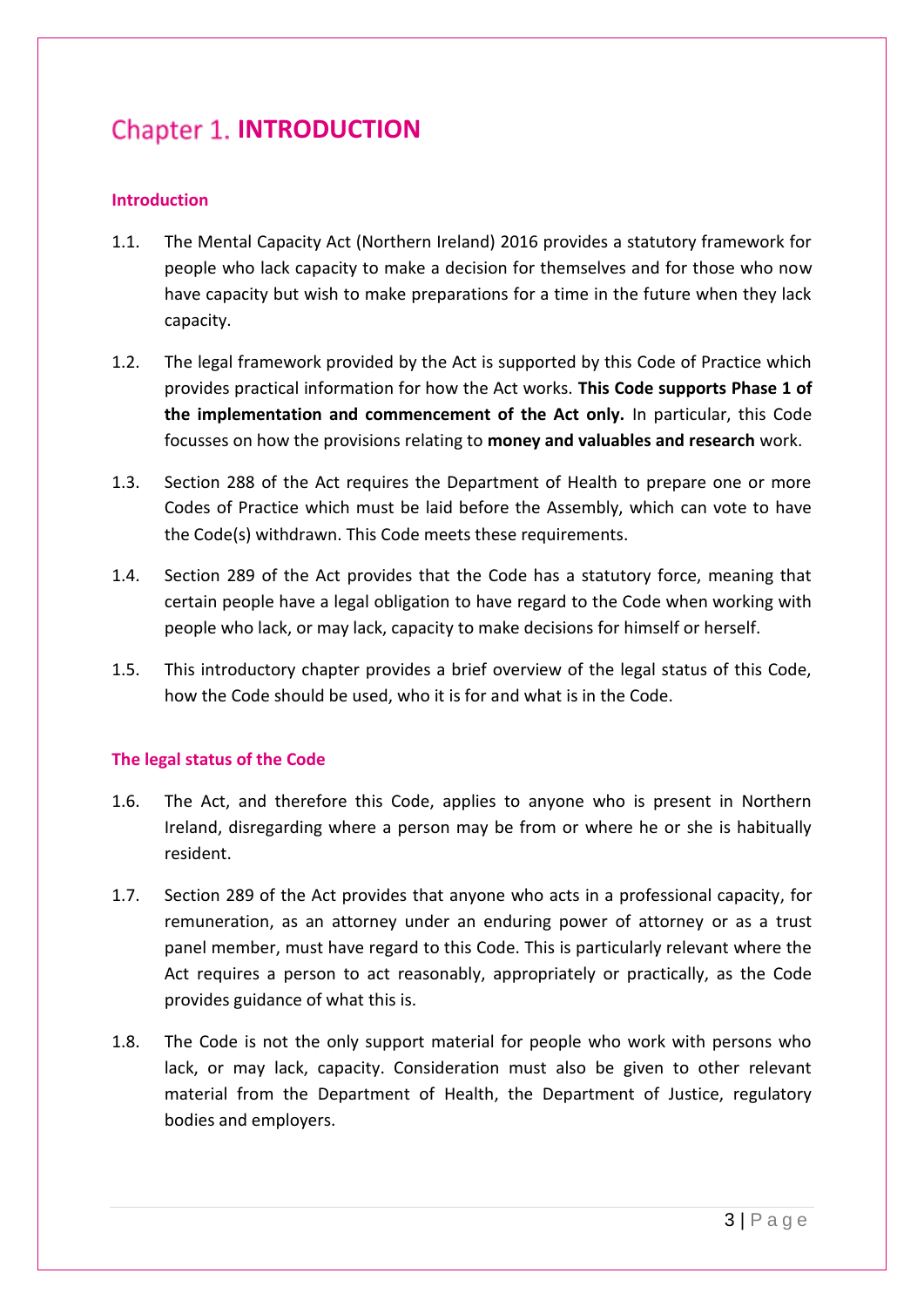# Chapter 1. INTRODUCTION

## Introduction

1.1. The Mental Capacity Act (Northern Ireland) 2016 provides a statutory framework for people who lack capacity to make a decision for themselves and for those who now have capacity but wish to make preparations for a time in the future when they lack capacity.

1.2. The legal framework provided by the Act is supported by this Code of Practice which provides practical information for how the Act works. **This Code supports Phase 1 of the implementation and commencement of the Act only.** In particular, this Code focusses on how the provisions relating to **money and valuables and research** work.

1.3. Section 288 of the Act requires the Department of Health to prepare one or more Codes of Practice which must be laid before the Assembly, which can vote to have the Code(s) withdrawn. This Code meets these requirements.

1.4. Section 289 of the Act provides that the Code has a statutory force, meaning that certain people have a legal obligation to have regard to the Code when working with people who lack, or may lack, capacity to make decisions for himself or herself.

1.5. This introductory chapter provides a brief overview of the legal status of this Code, how the Code should be used, who it is for and what is in the Code.

## The legal status of the Code

1.6. The Act, and therefore this Code, applies to anyone who is present in Northern Ireland, disregarding where a person may be from or where he or she is habitually resident.

1.7. Section 289 of the Act provides that anyone who acts in a professional capacity, for remuneration, as an attorney under an enduring power of attorney or as a trust panel member, must have regard to this Code. This is particularly relevant where the Act requires a person to act reasonably, appropriately or practically, as the Code provides guidance of what this is.

1.8. The Code is not the only support material for people who work with persons who lack, or may lack, capacity. Consideration must also be given to other relevant material from the Department of Health, the Department of Justice, regulatory bodies and employers.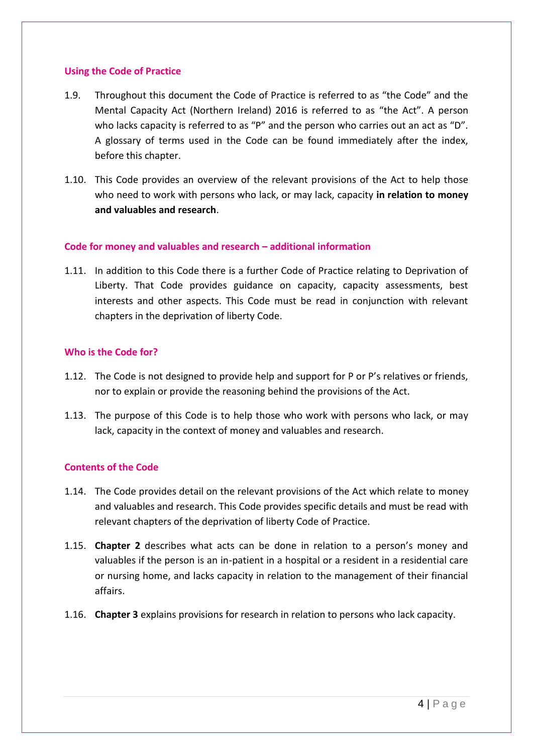### Using the Code of Practice

1.9. Throughout this document the Code of Practice is referred to as "the Code" and the Mental Capacity Act (Northern Ireland) 2016 is referred to as "the Act". A person who lacks capacity is referred to as "P" and the person who carries out an act as "D". A glossary of terms used in the Code can be found immediately after the index, before this chapter.

1.10. This Code provides an overview of the relevant provisions of the Act to help those who need to work with persons who lack, or may lack, capacity **in relation to money and valuables and research**.

### Code for money and valuables and research – additional information

1.11. In addition to this Code there is a further Code of Practice relating to Deprivation of Liberty. That Code provides guidance on capacity, capacity assessments, best interests and other aspects. This Code must be read in conjunction with relevant chapters in the deprivation of liberty Code.

### Who is the Code for?

1.12. The Code is not designed to provide help and support for P or P's relatives or friends, nor to explain or provide the reasoning behind the provisions of the Act.

1.13. The purpose of this Code is to help those who work with persons who lack, or may lack, capacity in the context of money and valuables and research.

### Contents of the Code

1.14. The Code provides detail on the relevant provisions of the Act which relate to money and valuables and research. This Code provides specific details and must be read with relevant chapters of the deprivation of liberty Code of Practice.

1.15. **Chapter 2** describes what acts can be done in relation to a person's money and valuables if the person is an in-patient in a hospital or a resident in a residential care or nursing home, and lacks capacity in relation to the management of their financial affairs.

1.16. **Chapter 3** explains provisions for research in relation to persons who lack capacity.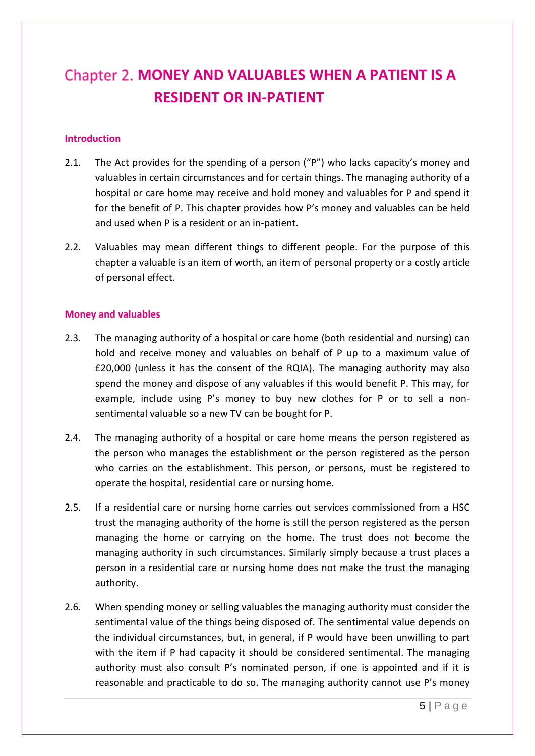# Chapter 2. MONEY AND VALUABLES WHEN A PATIENT IS A RESIDENT OR IN-PATIENT

## Introduction

2.1. The Act provides for the spending of a person ("P") who lacks capacity's money and valuables in certain circumstances and for certain things. The managing authority of a hospital or care home may receive and hold money and valuables for P and spend it for the benefit of P. This chapter provides how P's money and valuables can be held and used when P is a resident or an in-patient.

2.2. Valuables may mean different things to different people. For the purpose of this chapter a valuable is an item of worth, an item of personal property or a costly article of personal effect.

## Money and valuables

2.3. The managing authority of a hospital or care home (both residential and nursing) can hold and receive money and valuables on behalf of P up to a maximum value of £20,000 (unless it has the consent of the RQIA). The managing authority may also spend the money and dispose of any valuables if this would benefit P. This may, for example, include using P's money to buy new clothes for P or to sell a non-sentimental valuable so a new TV can be bought for P.

2.4. The managing authority of a hospital or care home means the person registered as the person who manages the establishment or the person registered as the person who carries on the establishment. This person, or persons, must be registered to operate the hospital, residential care or nursing home.

2.5. If a residential care or nursing home carries out services commissioned from a HSC trust the managing authority of the home is still the person registered as the person managing the home or carrying on the home. The trust does not become the managing authority in such circumstances. Similarly simply because a trust places a person in a residential care or nursing home does not make the trust the managing authority.

2.6. When spending money or selling valuables the managing authority must consider the sentimental value of the things being disposed of. The sentimental value depends on the individual circumstances, but, in general, if P would have been unwilling to part with the item if P had capacity it should be considered sentimental. The managing authority must also consult P's nominated person, if one is appointed and if it is reasonable and practicable to do so. The managing authority cannot use P's money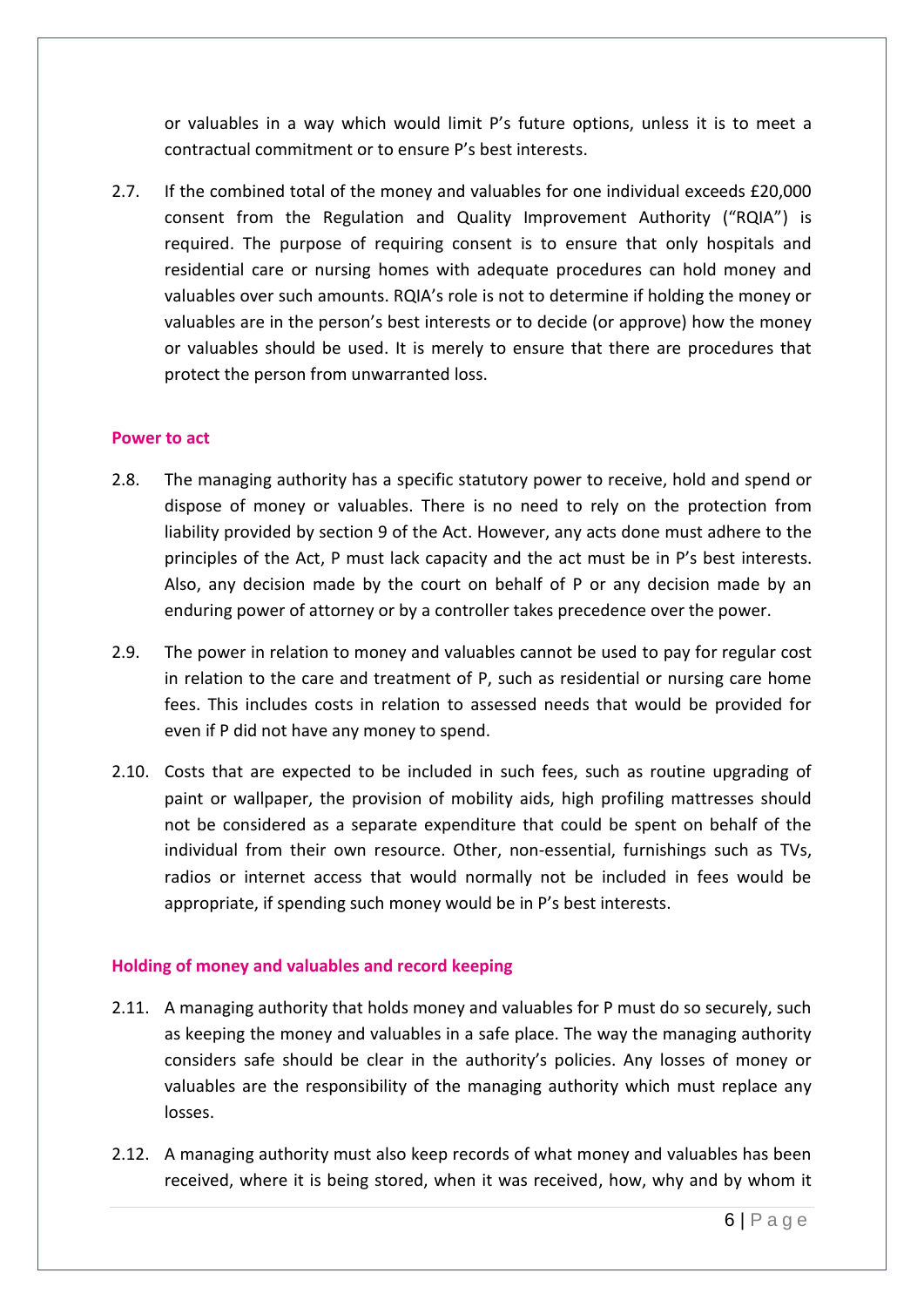or valuables in a way which would limit P's future options, unless it is to meet a contractual commitment or to ensure P's best interests.

2.7. If the combined total of the money and valuables for one individual exceeds £20,000 consent from the Regulation and Quality Improvement Authority ("RQIA") is required. The purpose of requiring consent is to ensure that only hospitals and residential care or nursing homes with adequate procedures can hold money and valuables over such amounts. RQIA's role is not to determine if holding the money or valuables are in the person's best interests or to decide (or approve) how the money or valuables should be used. It is merely to ensure that there are procedures that protect the person from unwarranted loss.

#### Power to act

2.8. The managing authority has a specific statutory power to receive, hold and spend or dispose of money or valuables. There is no need to rely on the protection from liability provided by section 9 of the Act. However, any acts done must adhere to the principles of the Act, P must lack capacity and the act must be in P's best interests. Also, any decision made by the court on behalf of P or any decision made by an enduring power of attorney or by a controller takes precedence over the power.

2.9. The power in relation to money and valuables cannot be used to pay for regular cost in relation to the care and treatment of P, such as residential or nursing care home fees. This includes costs in relation to assessed needs that would be provided for even if P did not have any money to spend.

2.10. Costs that are expected to be included in such fees, such as routine upgrading of paint or wallpaper, the provision of mobility aids, high profiling mattresses should not be considered as a separate expenditure that could be spent on behalf of the individual from their own resource. Other, non-essential, furnishings such as TVs, radios or internet access that would normally not be included in fees would be appropriate, if spending such money would be in P's best interests.

#### Holding of money and valuables and record keeping

2.11. A managing authority that holds money and valuables for P must do so securely, such as keeping the money and valuables in a safe place. The way the managing authority considers safe should be clear in the authority's policies. Any losses of money or valuables are the responsibility of the managing authority which must replace any losses.

2.12. A managing authority must also keep records of what money and valuables has been received, where it is being stored, when it was received, how, why and by whom it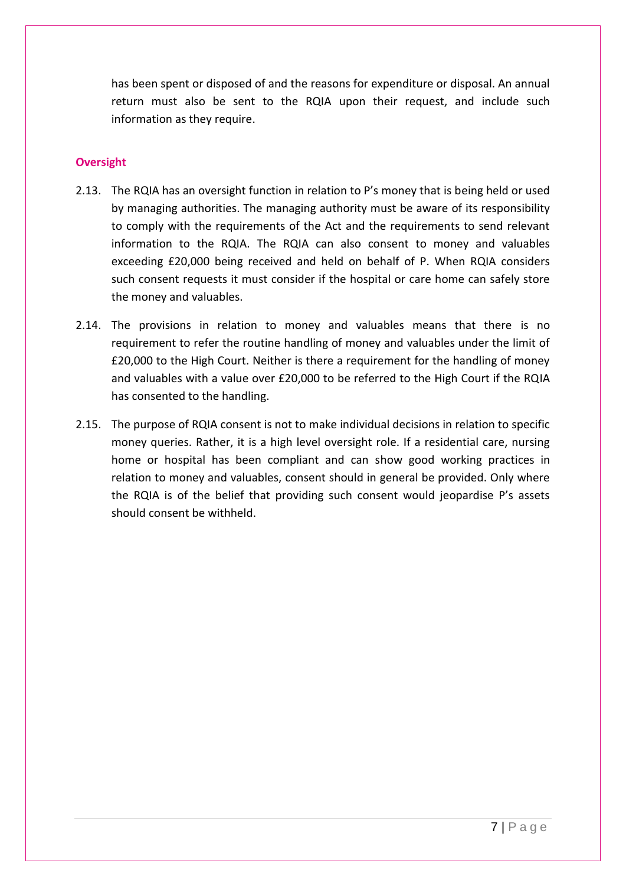has been spent or disposed of and the reasons for expenditure or disposal. An annual return must also be sent to the RQIA upon their request, and include such information as they require.

## Oversight

2.13. The RQIA has an oversight function in relation to P's money that is being held or used by managing authorities. The managing authority must be aware of its responsibility to comply with the requirements of the Act and the requirements to send relevant information to the RQIA. The RQIA can also consent to money and valuables exceeding £20,000 being received and held on behalf of P. When RQIA considers such consent requests it must consider if the hospital or care home can safely store the money and valuables.

2.14. The provisions in relation to money and valuables means that there is no requirement to refer the routine handling of money and valuables under the limit of £20,000 to the High Court. Neither is there a requirement for the handling of money and valuables with a value over £20,000 to be referred to the High Court if the RQIA has consented to the handling.

2.15. The purpose of RQIA consent is not to make individual decisions in relation to specific money queries. Rather, it is a high level oversight role. If a residential care, nursing home or hospital has been compliant and can show good working practices in relation to money and valuables, consent should in general be provided. Only where the RQIA is of the belief that providing such consent would jeopardise P's assets should consent be withheld.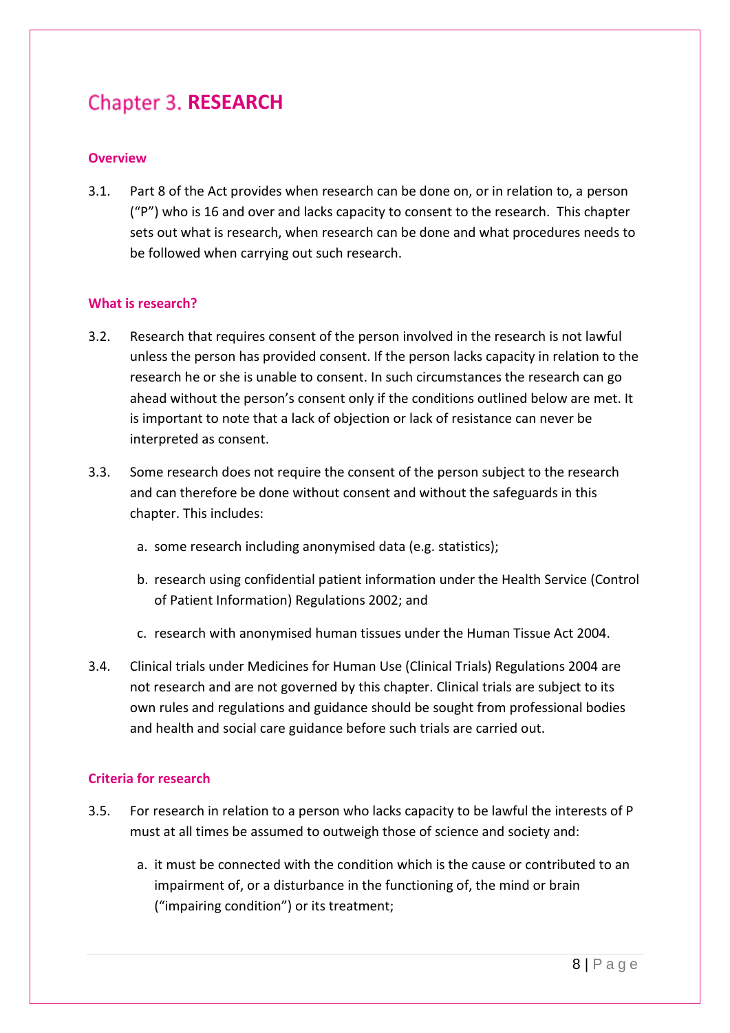# Chapter 3. RESEARCH

### Overview

3.1. Part 8 of the Act provides when research can be done on, or in relation to, a person ("P") who is 16 and over and lacks capacity to consent to the research. This chapter sets out what is research, when research can be done and what procedures needs to be followed when carrying out such research.

### What is research?

3.2. Research that requires consent of the person involved in the research is not lawful unless the person has provided consent. If the person lacks capacity in relation to the research he or she is unable to consent. In such circumstances the research can go ahead without the person's consent only if the conditions outlined below are met. It is important to note that a lack of objection or lack of resistance can never be interpreted as consent.

3.3. Some research does not require the consent of the person subject to the research and can therefore be done without consent and without the safeguards in this chapter. This includes:

a. some research including anonymised data (e.g. statistics);

b. research using confidential patient information under the Health Service (Control of Patient Information) Regulations 2002; and

c. research with anonymised human tissues under the Human Tissue Act 2004.

3.4. Clinical trials under Medicines for Human Use (Clinical Trials) Regulations 2004 are not research and are not governed by this chapter. Clinical trials are subject to its own rules and regulations and guidance should be sought from professional bodies and health and social care guidance before such trials are carried out.

### Criteria for research

3.5. For research in relation to a person who lacks capacity to be lawful the interests of P must at all times be assumed to outweigh those of science and society and:

a. it must be connected with the condition which is the cause or contributed to an impairment of, or a disturbance in the functioning of, the mind or brain ("impairing condition") or its treatment;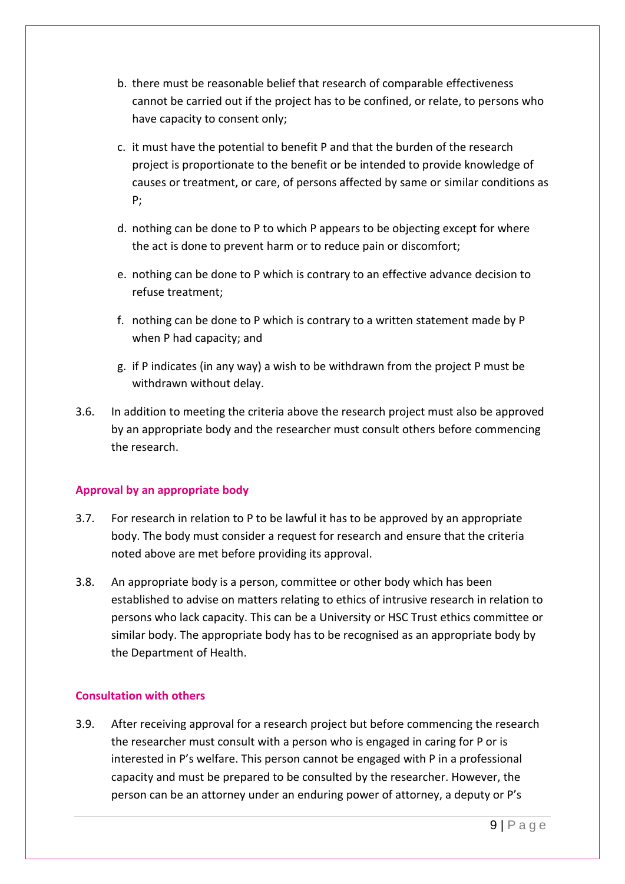b. there must be reasonable belief that research of comparable effectiveness cannot be carried out if the project has to be confined, or relate, to persons who have capacity to consent only;

c. it must have the potential to benefit P and that the burden of the research project is proportionate to the benefit or be intended to provide knowledge of causes or treatment, or care, of persons affected by same or similar conditions as P;

d. nothing can be done to P to which P appears to be objecting except for where the act is done to prevent harm or to reduce pain or discomfort;

e. nothing can be done to P which is contrary to an effective advance decision to refuse treatment;

f. nothing can be done to P which is contrary to a written statement made by P when P had capacity; and

g. if P indicates (in any way) a wish to be withdrawn from the project P must be withdrawn without delay.

3.6. In addition to meeting the criteria above the research project must also be approved by an appropriate body and the researcher must consult others before commencing the research.

#### Approval by an appropriate body

3.7. For research in relation to P to be lawful it has to be approved by an appropriate body. The body must consider a request for research and ensure that the criteria noted above are met before providing its approval.

3.8. An appropriate body is a person, committee or other body which has been established to advise on matters relating to ethics of intrusive research in relation to persons who lack capacity. This can be a University or HSC Trust ethics committee or similar body. The appropriate body has to be recognised as an appropriate body by the Department of Health.

#### Consultation with others

3.9. After receiving approval for a research project but before commencing the research the researcher must consult with a person who is engaged in caring for P or is interested in P's welfare. This person cannot be engaged with P in a professional capacity and must be prepared to be consulted by the researcher. However, the person can be an attorney under an enduring power of attorney, a deputy or P's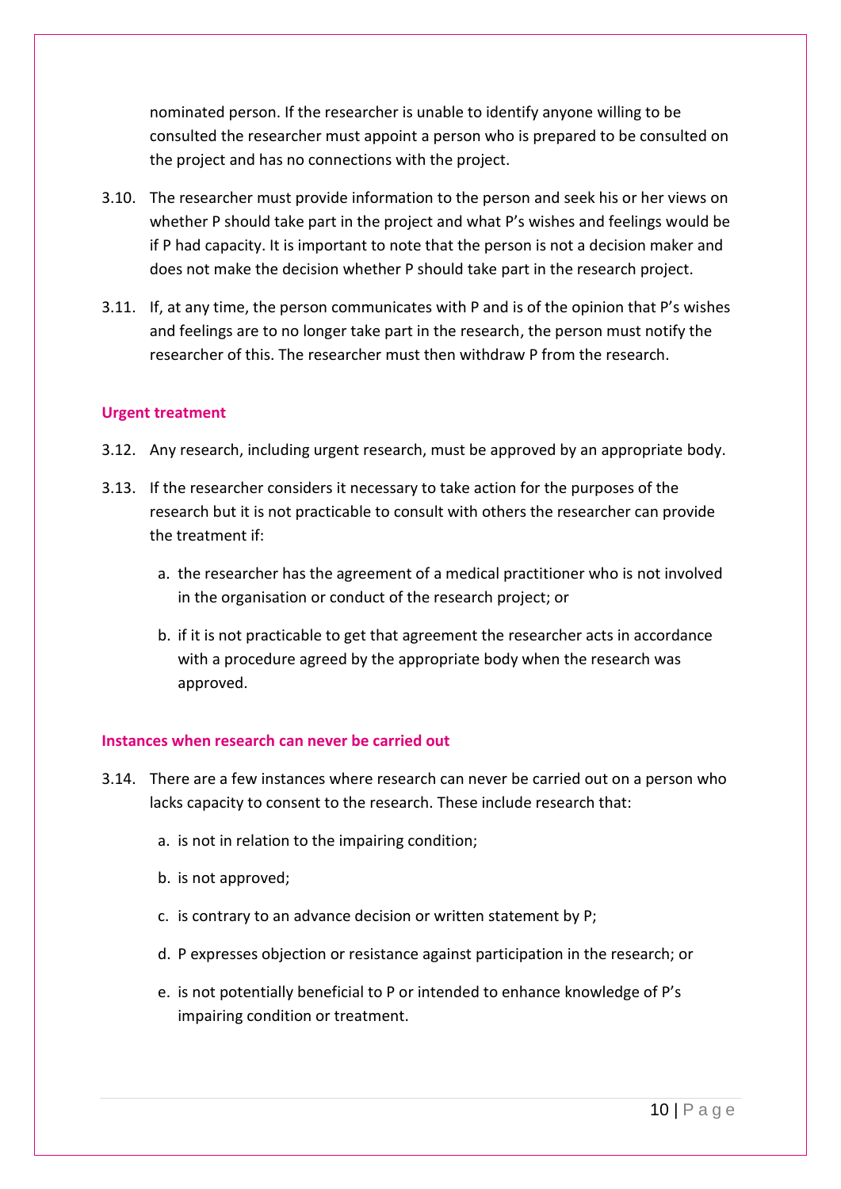nominated person. If the researcher is unable to identify anyone willing to be consulted the researcher must appoint a person who is prepared to be consulted on the project and has no connections with the project.

3.10. The researcher must provide information to the person and seek his or her views on whether P should take part in the project and what P's wishes and feelings would be if P had capacity. It is important to note that the person is not a decision maker and does not make the decision whether P should take part in the research project.

3.11. If, at any time, the person communicates with P and is of the opinion that P's wishes and feelings are to no longer take part in the research, the person must notify the researcher of this. The researcher must then withdraw P from the research.

### Urgent treatment

3.12. Any research, including urgent research, must be approved by an appropriate body.

3.13. If the researcher considers it necessary to take action for the purposes of the research but it is not practicable to consult with others the researcher can provide the treatment if:

a. the researcher has the agreement of a medical practitioner who is not involved in the organisation or conduct of the research project; or

b. if it is not practicable to get that agreement the researcher acts in accordance with a procedure agreed by the appropriate body when the research was approved.

### Instances when research can never be carried out

3.14. There are a few instances where research can never be carried out on a person who lacks capacity to consent to the research. These include research that:

a. is not in relation to the impairing condition;

b. is not approved;

c. is contrary to an advance decision or written statement by P;

d. P expresses objection or resistance against participation in the research; or

e. is not potentially beneficial to P or intended to enhance knowledge of P's impairing condition or treatment.